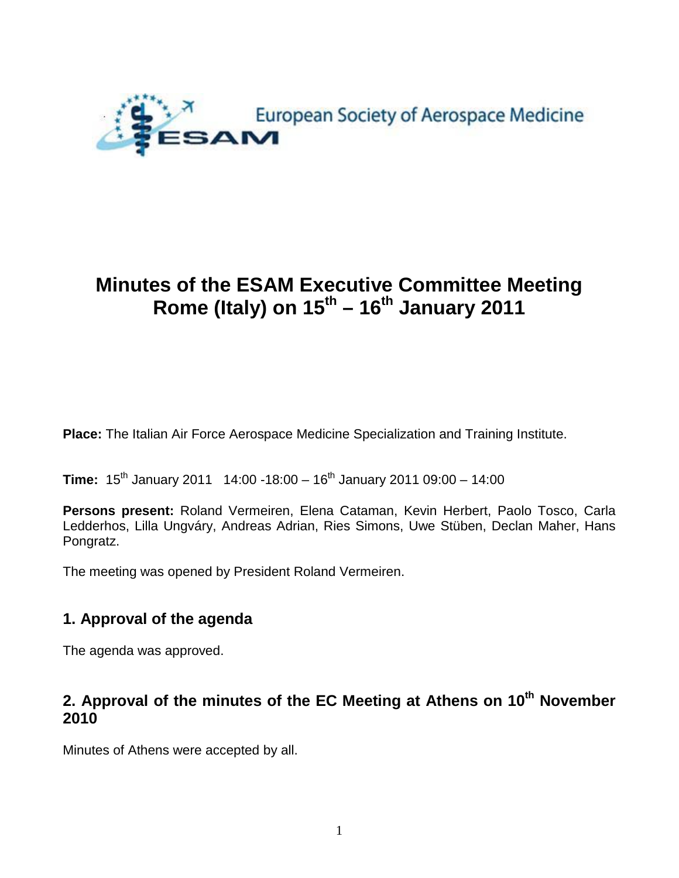European Society of Aerospace Medicine

# Minutes of the ESAM Executive Committee Meeting Rome (Italy) on 15th – 16th January 2011

**Place:** The Italian Air Force Aerospace Medicine Specialization and Training Institute.

**Time:** 15th January 2011 14:00 -18:00 – 16th January 2011 09:00 – 14:00

**Persons present:** Roland Vermeiren, Elena Cataman, Kevin Herbert, Paolo Tosco, Carla Ledderhos, Lilla Ungváry, Andreas Adrian, Ries Simons, Uwe Stüben, Declan Maher, Hans Pongratz.

The meeting was opened by President Roland Vermeiren.

## 1. Approval of the agenda

The agenda was approved.

## 2. Approval of the minutes of the EC Meeting at Athens on 10th November 2010

Minutes of Athens were accepted by all.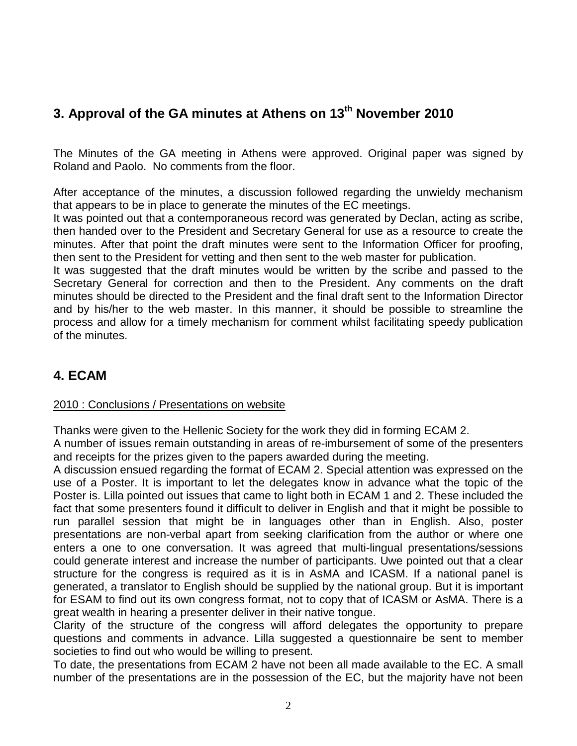## 3. Approval of the GA minutes at Athens on 13th November 2010

The Minutes of the GA meeting in Athens were approved. Original paper was signed by Roland and Paolo. No comments from the floor.

After acceptance of the minutes, a discussion followed regarding the unwieldy mechanism that appears to be in place to generate the minutes of the EC meetings.
It was pointed out that a contemporaneous record was generated by Declan, acting as scribe, then handed over to the President and Secretary General for use as a resource to create the minutes. After that point the draft minutes were sent to the Information Officer for proofing, then sent to the President for vetting and then sent to the web master for publication.
It was suggested that the draft minutes would be written by the scribe and passed to the Secretary General for correction and then to the President. Any comments on the draft minutes should be directed to the President and the final draft sent to the Information Director and by his/her to the web master. In this manner, it should be possible to streamline the process and allow for a timely mechanism for comment whilst facilitating speedy publication of the minutes.

## 4. ECAM

2010 : Conclusions / Presentations on website

Thanks were given to the Hellenic Society for the work they did in forming ECAM 2.
A number of issues remain outstanding in areas of re-imbursement of some of the presenters and receipts for the prizes given to the papers awarded during the meeting.
A discussion ensued regarding the format of ECAM 2. Special attention was expressed on the use of a Poster. It is important to let the delegates know in advance what the topic of the Poster is. Lilla pointed out issues that came to light both in ECAM 1 and 2. These included the fact that some presenters found it difficult to deliver in English and that it might be possible to run parallel session that might be in languages other than in English. Also, poster presentations are non-verbal apart from seeking clarification from the author or where one enters a one to one conversation. It was agreed that multi-lingual presentations/sessions could generate interest and increase the number of participants. Uwe pointed out that a clear structure for the congress is required as it is in AsMA and ICASM. If a national panel is generated, a translator to English should be supplied by the national group. But it is important for ESAM to find out its own congress format, not to copy that of ICASM or AsMA. There is a great wealth in hearing a presenter deliver in their native tongue.
Clarity of the structure of the congress will afford delegates the opportunity to prepare questions and comments in advance. Lilla suggested a questionnaire be sent to member societies to find out who would be willing to present.
To date, the presentations from ECAM 2 have not been all made available to the EC. A small number of the presentations are in the possession of the EC, but the majority have not been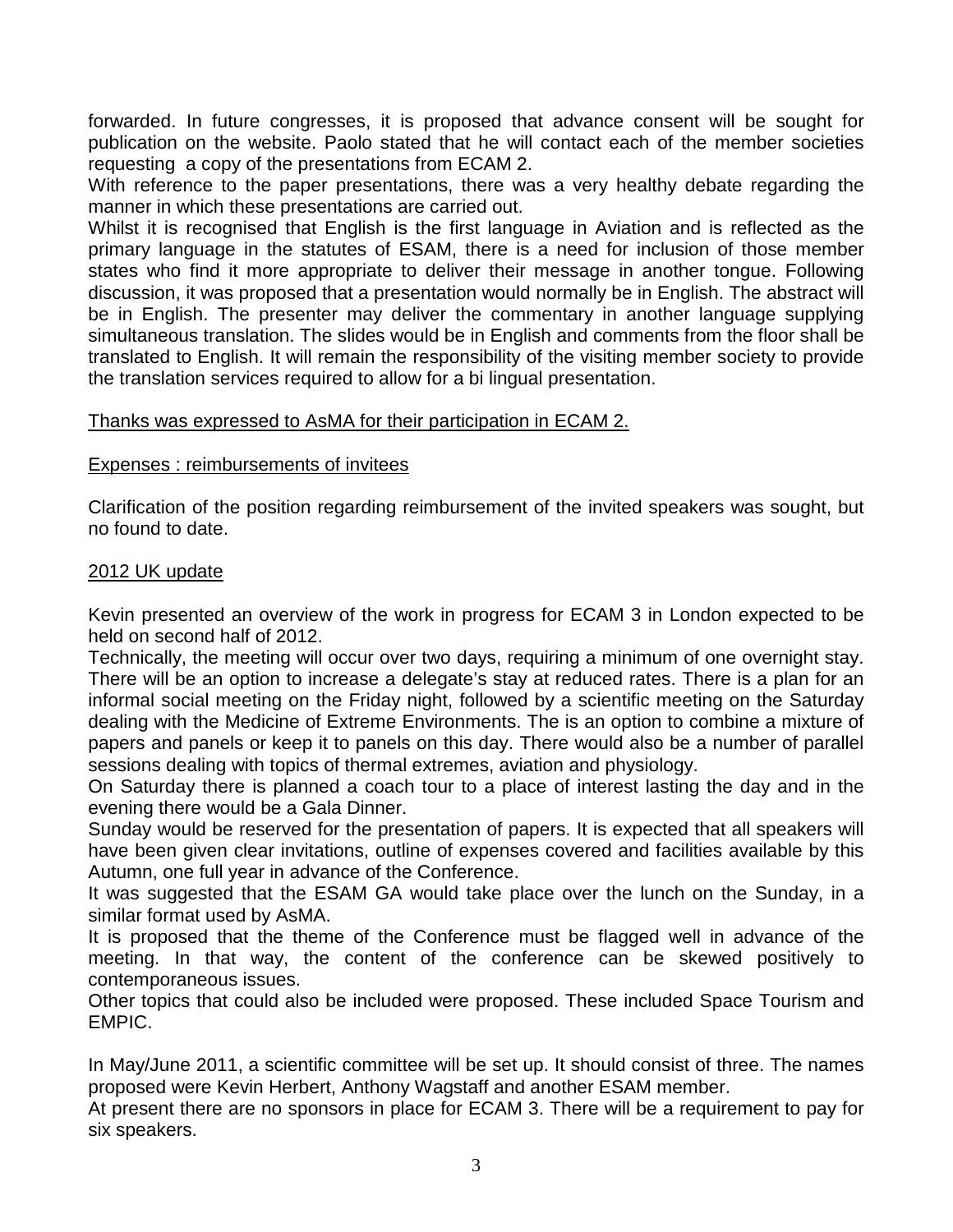forwarded. In future congresses, it is proposed that advance consent will be sought for publication on the website. Paolo stated that he will contact each of the member societies requesting a copy of the presentations from ECAM 2.

With reference to the paper presentations, there was a very healthy debate regarding the manner in which these presentations are carried out.

Whilst it is recognised that English is the first language in Aviation and is reflected as the primary language in the statutes of ESAM, there is a need for inclusion of those member states who find it more appropriate to deliver their message in another tongue. Following discussion, it was proposed that a presentation would normally be in English. The abstract will be in English. The presenter may deliver the commentary in another language supplying simultaneous translation. The slides would be in English and comments from the floor shall be translated to English. It will remain the responsibility of the visiting member society to provide the translation services required to allow for a bi lingual presentation.

<u>Thanks was expressed to AsMA for their participation in ECAM 2.</u>

<u>Expenses : reimbursements of invitees</u>

Clarification of the position regarding reimbursement of the invited speakers was sought, but no found to date.

<u>2012 UK update</u>

Kevin presented an overview of the work in progress for ECAM 3 in London expected to be held on second half of 2012.

Technically, the meeting will occur over two days, requiring a minimum of one overnight stay. There will be an option to increase a delegate's stay at reduced rates. There is a plan for an informal social meeting on the Friday night, followed by a scientific meeting on the Saturday dealing with the Medicine of Extreme Environments. The is an option to combine a mixture of papers and panels or keep it to panels on this day. There would also be a number of parallel sessions dealing with topics of thermal extremes, aviation and physiology.

On Saturday there is planned a coach tour to a place of interest lasting the day and in the evening there would be a Gala Dinner.

Sunday would be reserved for the presentation of papers. It is expected that all speakers will have been given clear invitations, outline of expenses covered and facilities available by this Autumn, one full year in advance of the Conference.

It was suggested that the ESAM GA would take place over the lunch on the Sunday, in a similar format used by AsMA.

It is proposed that the theme of the Conference must be flagged well in advance of the meeting. In that way, the content of the conference can be skewed positively to contemporaneous issues.

Other topics that could also be included were proposed. These included Space Tourism and EMPIC.

In May/June 2011, a scientific committee will be set up. It should consist of three. The names proposed were Kevin Herbert, Anthony Wagstaff and another ESAM member.

At present there are no sponsors in place for ECAM 3. There will be a requirement to pay for six speakers.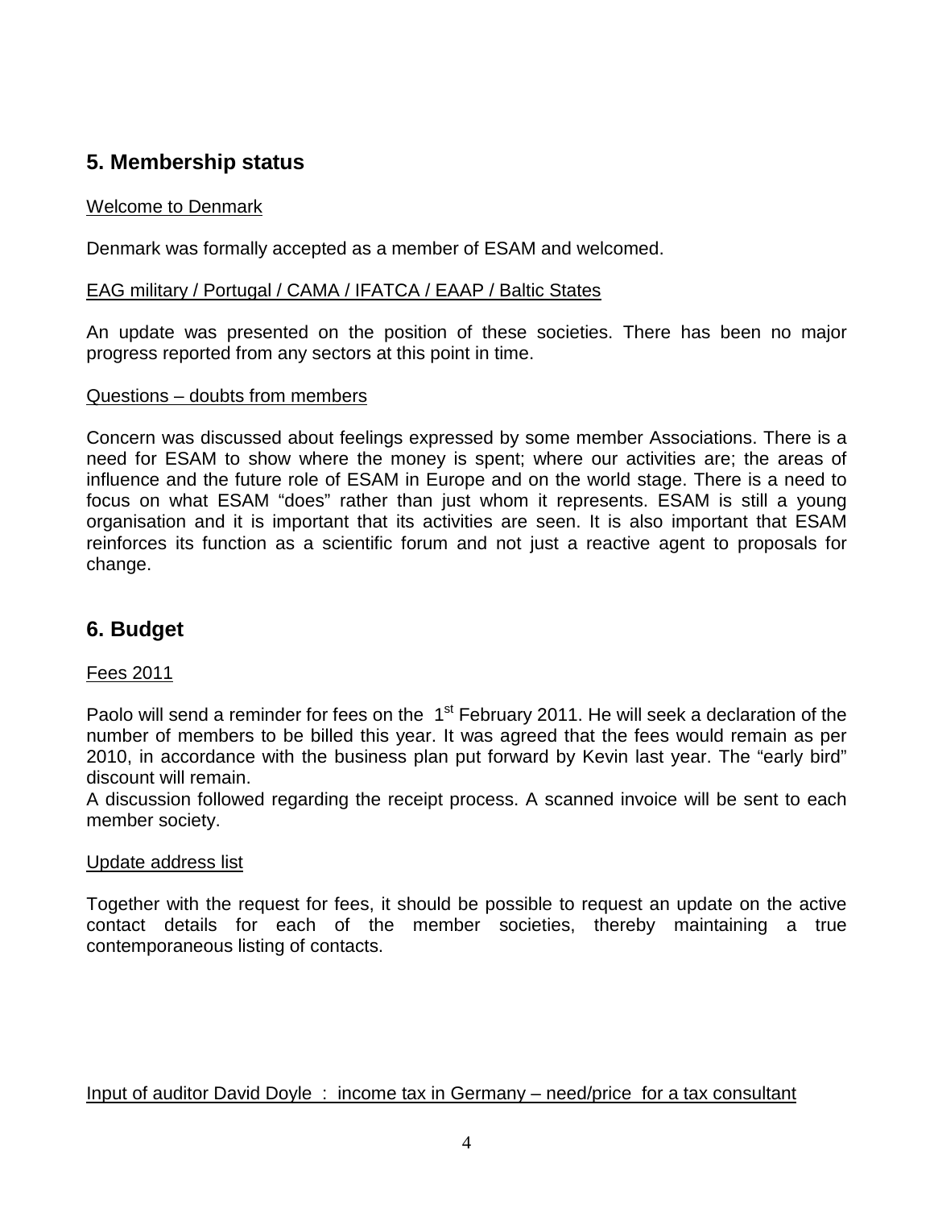## 5. Membership status

Welcome to Denmark

Denmark was formally accepted as a member of ESAM and welcomed.

EAG military / Portugal / CAMA / IFATCA / EAAP / Baltic States

An update was presented on the position of these societies. There has been no major progress reported from any sectors at this point in time.

Questions – doubts from members

Concern was discussed about feelings expressed by some member Associations. There is a need for ESAM to show where the money is spent; where our activities are; the areas of influence and the future role of ESAM in Europe and on the world stage. There is a need to focus on what ESAM "does" rather than just whom it represents. ESAM is still a young organisation and it is important that its activities are seen. It is also important that ESAM reinforces its function as a scientific forum and not just a reactive agent to proposals for change.

## 6. Budget

Fees 2011

Paolo will send a reminder for fees on the 1st February 2011. He will seek a declaration of the number of members to be billed this year. It was agreed that the fees would remain as per 2010, in accordance with the business plan put forward by Kevin last year. The "early bird" discount will remain.
A discussion followed regarding the receipt process. A scanned invoice will be sent to each member society.

Update address list

Together with the request for fees, it should be possible to request an update on the active contact details for each of the member societies, thereby maintaining a true contemporaneous listing of contacts.

Input of auditor David Doyle : income tax in Germany – need/price for a tax consultant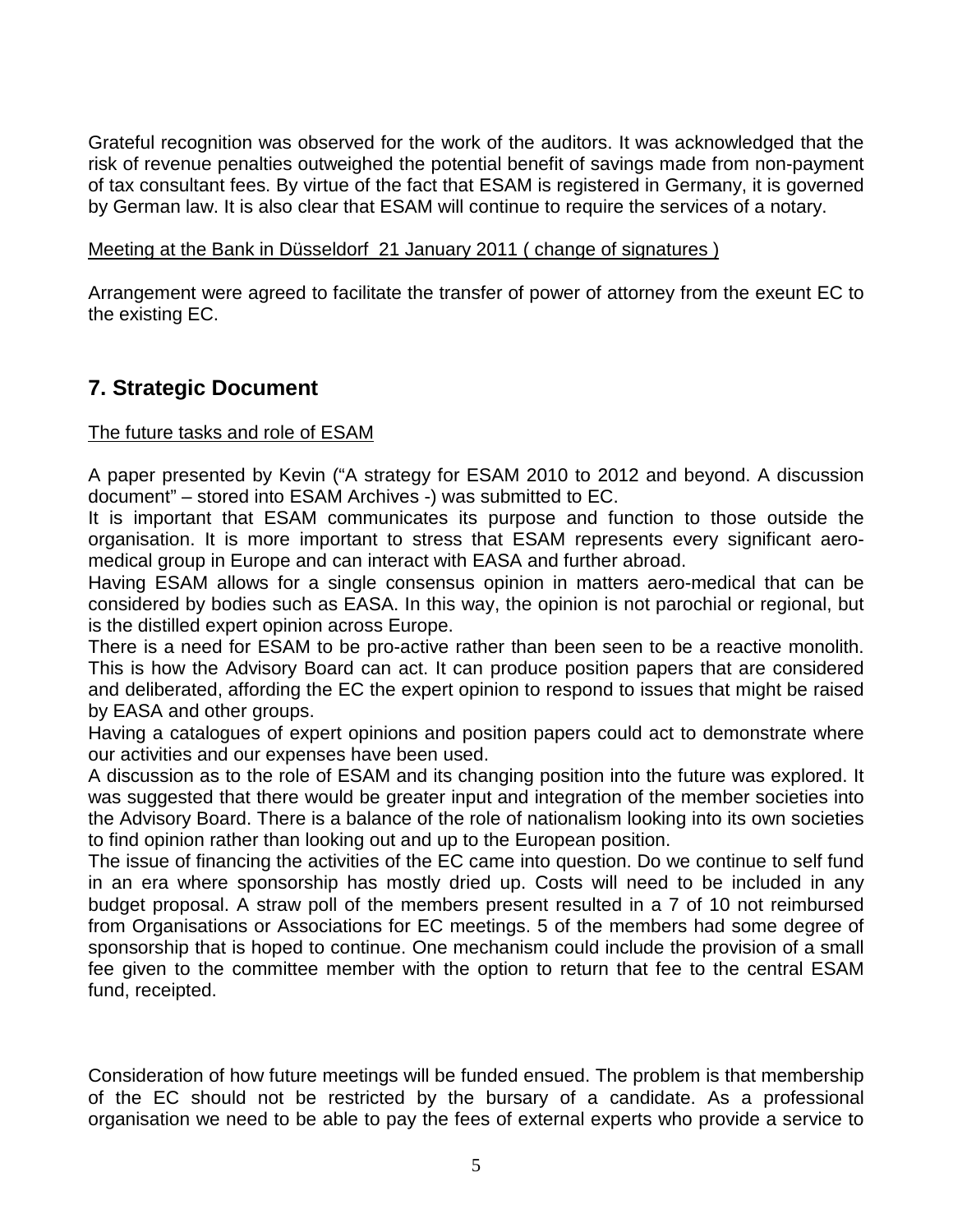Grateful recognition was observed for the work of the auditors. It was acknowledged that the risk of revenue penalties outweighed the potential benefit of savings made from non-payment of tax consultant fees. By virtue of the fact that ESAM is registered in Germany, it is governed by German law. It is also clear that ESAM will continue to require the services of a notary.

<u>Meeting at the Bank in Düsseldorf 21 January 2011 ( change of signatures )</u>

Arrangement were agreed to facilitate the transfer of power of attorney from the exeunt EC to the existing EC.

## 7. Strategic Document

<u>The future tasks and role of ESAM</u>

A paper presented by Kevin ("A strategy for ESAM 2010 to 2012 and beyond. A discussion document" – stored into ESAM Archives -) was submitted to EC.

It is important that ESAM communicates its purpose and function to those outside the organisation. It is more important to stress that ESAM represents every significant aero-medical group in Europe and can interact with EASA and further abroad.

Having ESAM allows for a single consensus opinion in matters aero-medical that can be considered by bodies such as EASA. In this way, the opinion is not parochial or regional, but is the distilled expert opinion across Europe.

There is a need for ESAM to be pro-active rather than been seen to be a reactive monolith. This is how the Advisory Board can act. It can produce position papers that are considered and deliberated, affording the EC the expert opinion to respond to issues that might be raised by EASA and other groups.

Having a catalogues of expert opinions and position papers could act to demonstrate where our activities and our expenses have been used.

A discussion as to the role of ESAM and its changing position into the future was explored. It was suggested that there would be greater input and integration of the member societies into the Advisory Board. There is a balance of the role of nationalism looking into its own societies to find opinion rather than looking out and up to the European position.

The issue of financing the activities of the EC came into question. Do we continue to self fund in an era where sponsorship has mostly dried up. Costs will need to be included in any budget proposal. A straw poll of the members present resulted in a 7 of 10 not reimbursed from Organisations or Associations for EC meetings. 5 of the members had some degree of sponsorship that is hoped to continue. One mechanism could include the provision of a small fee given to the committee member with the option to return that fee to the central ESAM fund, receipted.

Consideration of how future meetings will be funded ensued. The problem is that membership of the EC should not be restricted by the bursary of a candidate. As a professional organisation we need to be able to pay the fees of external experts who provide a service to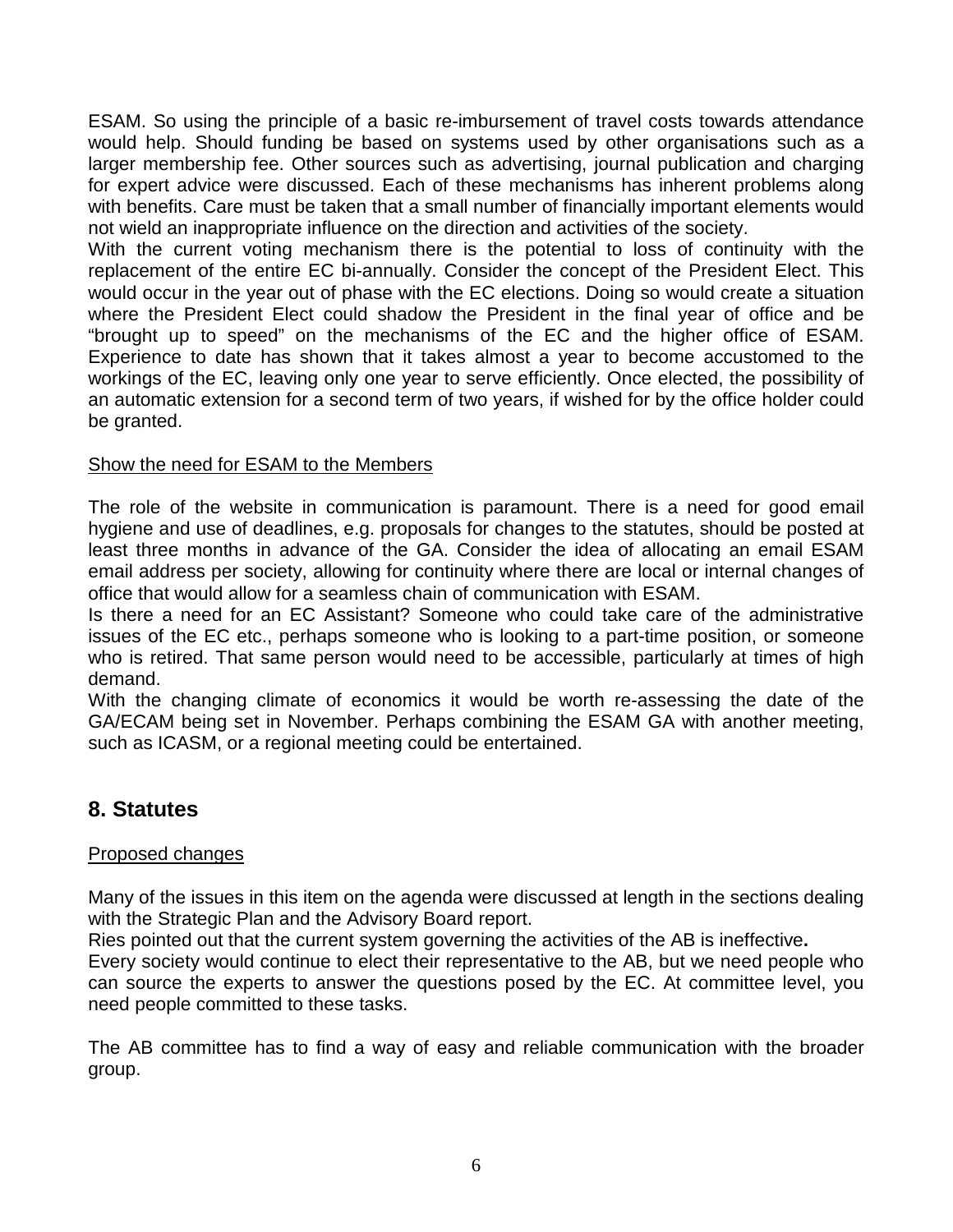ESAM. So using the principle of a basic re-imbursement of travel costs towards attendance would help. Should funding be based on systems used by other organisations such as a larger membership fee. Other sources such as advertising, journal publication and charging for expert advice were discussed. Each of these mechanisms has inherent problems along with benefits. Care must be taken that a small number of financially important elements would not wield an inappropriate influence on the direction and activities of the society.

With the current voting mechanism there is the potential to loss of continuity with the replacement of the entire EC bi-annually. Consider the concept of the President Elect. This would occur in the year out of phase with the EC elections. Doing so would create a situation where the President Elect could shadow the President in the final year of office and be "brought up to speed" on the mechanisms of the EC and the higher office of ESAM. Experience to date has shown that it takes almost a year to become accustomed to the workings of the EC, leaving only one year to serve efficiently. Once elected, the possibility of an automatic extension for a second term of two years, if wished for by the office holder could be granted.

<u>Show the need for ESAM to the Members</u>

The role of the website in communication is paramount. There is a need for good email hygiene and use of deadlines, e.g. proposals for changes to the statutes, should be posted at least three months in advance of the GA. Consider the idea of allocating an email ESAM email address per society, allowing for continuity where there are local or internal changes of office that would allow for a seamless chain of communication with ESAM.

Is there a need for an EC Assistant? Someone who could take care of the administrative issues of the EC etc., perhaps someone who is looking to a part-time position, or someone who is retired. That same person would need to be accessible, particularly at times of high demand.

With the changing climate of economics it would be worth re-assessing the date of the GA/ECAM being set in November. Perhaps combining the ESAM GA with another meeting, such as ICASM, or a regional meeting could be entertained.

## 8. Statutes

<u>Proposed changes</u>

Many of the issues in this item on the agenda were discussed at length in the sections dealing with the Strategic Plan and the Advisory Board report.

Ries pointed out that the current system governing the activities of the AB is ineffective**.**

Every society would continue to elect their representative to the AB, but we need people who can source the experts to answer the questions posed by the EC. At committee level, you need people committed to these tasks.

The AB committee has to find a way of easy and reliable communication with the broader group.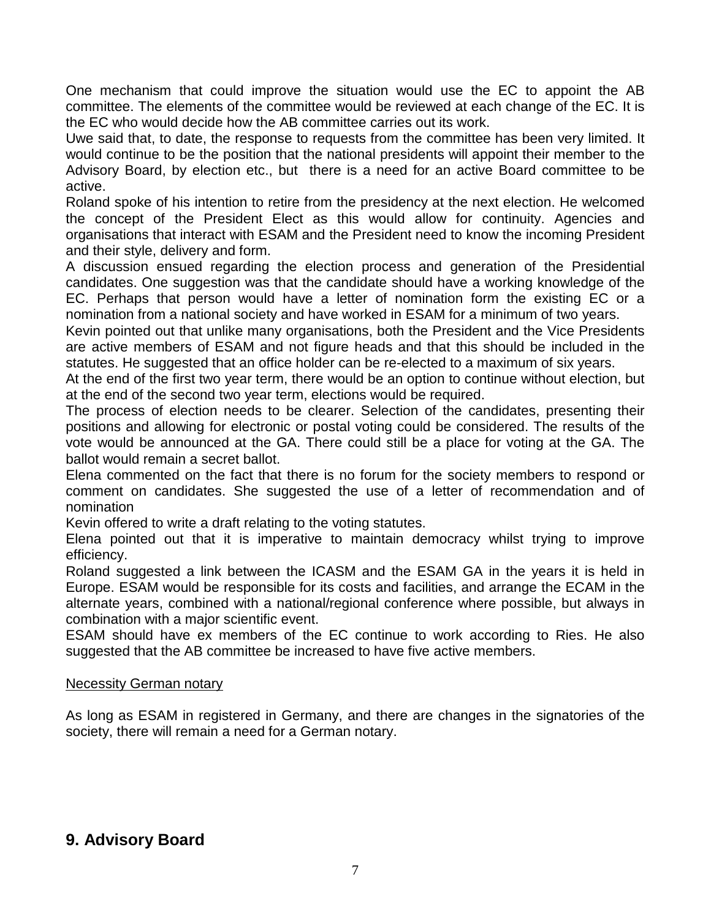One mechanism that could improve the situation would use the EC to appoint the AB committee. The elements of the committee would be reviewed at each change of the EC. It is the EC who would decide how the AB committee carries out its work.

Uwe said that, to date, the response to requests from the committee has been very limited. It would continue to be the position that the national presidents will appoint their member to the Advisory Board, by election etc., but there is a need for an active Board committee to be active.

Roland spoke of his intention to retire from the presidency at the next election. He welcomed the concept of the President Elect as this would allow for continuity. Agencies and organisations that interact with ESAM and the President need to know the incoming President and their style, delivery and form.

A discussion ensued regarding the election process and generation of the Presidential candidates. One suggestion was that the candidate should have a working knowledge of the EC. Perhaps that person would have a letter of nomination form the existing EC or a nomination from a national society and have worked in ESAM for a minimum of two years.

Kevin pointed out that unlike many organisations, both the President and the Vice Presidents are active members of ESAM and not figure heads and that this should be included in the statutes. He suggested that an office holder can be re-elected to a maximum of six years.

At the end of the first two year term, there would be an option to continue without election, but at the end of the second two year term, elections would be required.

The process of election needs to be clearer. Selection of the candidates, presenting their positions and allowing for electronic or postal voting could be considered. The results of the vote would be announced at the GA. There could still be a place for voting at the GA. The ballot would remain a secret ballot.

Elena commented on the fact that there is no forum for the society members to respond or comment on candidates. She suggested the use of a letter of recommendation and of nomination

Kevin offered to write a draft relating to the voting statutes.

Elena pointed out that it is imperative to maintain democracy whilst trying to improve efficiency.

Roland suggested a link between the ICASM and the ESAM GA in the years it is held in Europe. ESAM would be responsible for its costs and facilities, and arrange the ECAM in the alternate years, combined with a national/regional conference where possible, but always in combination with a major scientific event.

ESAM should have ex members of the EC continue to work according to Ries. He also suggested that the AB committee be increased to have five active members.

<u>Necessity German notary</u>

As long as ESAM in registered in Germany, and there are changes in the signatories of the society, there will remain a need for a German notary.

## 9. Advisory Board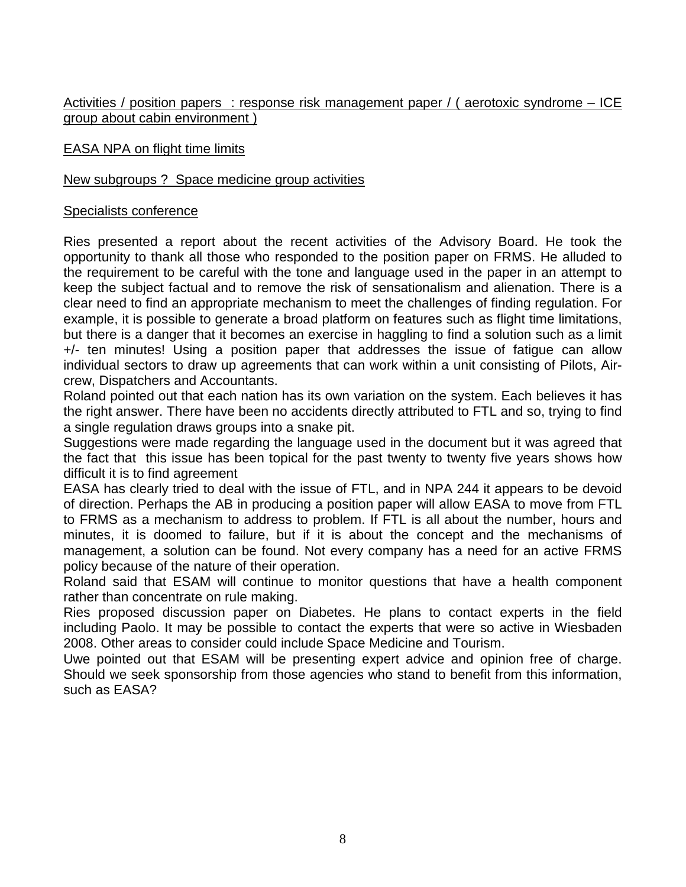Activities / position papers : response risk management paper / ( aerotoxic syndrome – ICE group about cabin environment )

EASA NPA on flight time limits

New subgroups ? Space medicine group activities

Specialists conference

Ries presented a report about the recent activities of the Advisory Board. He took the opportunity to thank all those who responded to the position paper on FRMS. He alluded to the requirement to be careful with the tone and language used in the paper in an attempt to keep the subject factual and to remove the risk of sensationalism and alienation. There is a clear need to find an appropriate mechanism to meet the challenges of finding regulation. For example, it is possible to generate a broad platform on features such as flight time limitations, but there is a danger that it becomes an exercise in haggling to find a solution such as a limit +/- ten minutes! Using a position paper that addresses the issue of fatigue can allow individual sectors to draw up agreements that can work within a unit consisting of Pilots, Air-crew, Dispatchers and Accountants.
Roland pointed out that each nation has its own variation on the system. Each believes it has the right answer. There have been no accidents directly attributed to FTL and so, trying to find a single regulation draws groups into a snake pit.
Suggestions were made regarding the language used in the document but it was agreed that the fact that this issue has been topical for the past twenty to twenty five years shows how difficult it is to find agreement
EASA has clearly tried to deal with the issue of FTL, and in NPA 244 it appears to be devoid of direction. Perhaps the AB in producing a position paper will allow EASA to move from FTL to FRMS as a mechanism to address to problem. If FTL is all about the number, hours and minutes, it is doomed to failure, but if it is about the concept and the mechanisms of management, a solution can be found. Not every company has a need for an active FRMS policy because of the nature of their operation.
Roland said that ESAM will continue to monitor questions that have a health component rather than concentrate on rule making.
Ries proposed discussion paper on Diabetes. He plans to contact experts in the field including Paolo. It may be possible to contact the experts that were so active in Wiesbaden 2008. Other areas to consider could include Space Medicine and Tourism.
Uwe pointed out that ESAM will be presenting expert advice and opinion free of charge. Should we seek sponsorship from those agencies who stand to benefit from this information, such as EASA?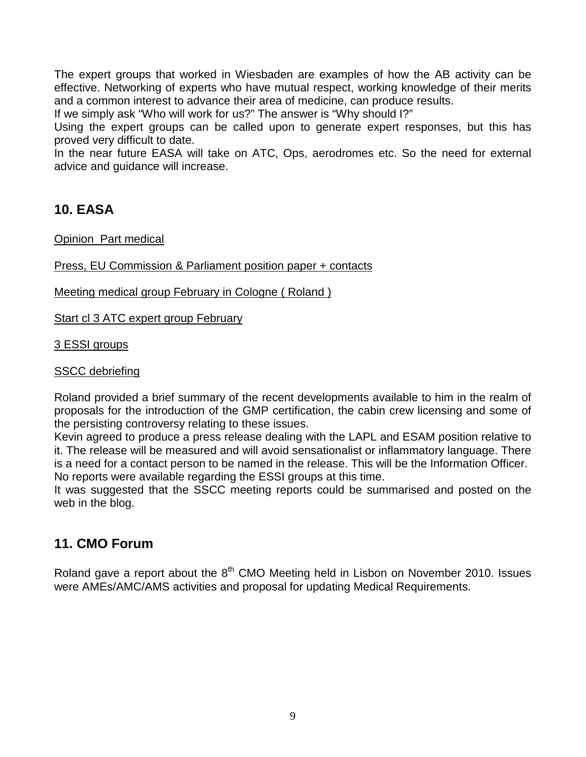The expert groups that worked in Wiesbaden are examples of how the AB activity can be effective. Networking of experts who have mutual respect, working knowledge of their merits and a common interest to advance their area of medicine, can produce results.
If we simply ask “Who will work for us?” The answer is “Why should I?”
Using the expert groups can be called upon to generate expert responses, but this has proved very difficult to date.
In the near future EASA will take on ATC, Ops, aerodromes etc. So the need for external advice and guidance will increase.

## 10. EASA

<u>Opinion Part medical</u>

<u>Press, EU Commission & Parliament position paper + contacts</u>

<u>Meeting medical group February in Cologne ( Roland )</u>

<u>Start cl 3 ATC expert group February</u>

<u>3 ESSI groups</u>

<u>SSCC debriefing</u>

Roland provided a brief summary of the recent developments available to him in the realm of proposals for the introduction of the GMP certification, the cabin crew licensing and some of the persisting controversy relating to these issues.
Kevin agreed to produce a press release dealing with the LAPL and ESAM position relative to it. The release will be measured and will avoid sensationalist or inflammatory language. There is a need for a contact person to be named in the release. This will be the Information Officer.
No reports were available regarding the ESSI groups at this time.
It was suggested that the SSCC meeting reports could be summarised and posted on the web in the blog.

## 11. CMO Forum

Roland gave a report about the 8th CMO Meeting held in Lisbon on November 2010. Issues were AMEs/AMC/AMS activities and proposal for updating Medical Requirements.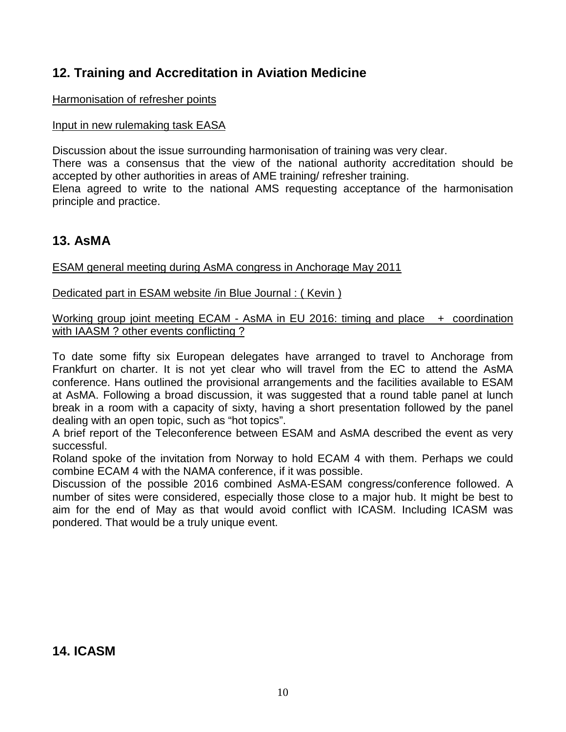## 12. Training and Accreditation in Aviation Medicine

<u>Harmonisation of refresher points</u>

<u>Input in new rulemaking task EASA</u>

Discussion about the issue surrounding harmonisation of training was very clear.
There was a consensus that the view of the national authority accreditation should be accepted by other authorities in areas of AME training/ refresher training.
Elena agreed to write to the national AMS requesting acceptance of the harmonisation principle and practice.

## 13. AsMA

<u>ESAM general meeting during AsMA congress in Anchorage May 2011</u>

<u>Dedicated part in ESAM website /in Blue Journal : ( Kevin )</u>

<u>Working group joint meeting ECAM - AsMA in EU 2016: timing and place + coordination with IAASM ? other events conflicting ?</u>

To date some fifty six European delegates have arranged to travel to Anchorage from Frankfurt on charter. It is not yet clear who will travel from the EC to attend the AsMA conference. Hans outlined the provisional arrangements and the facilities available to ESAM at AsMA. Following a broad discussion, it was suggested that a round table panel at lunch break in a room with a capacity of sixty, having a short presentation followed by the panel dealing with an open topic, such as "hot topics".
A brief report of the Teleconference between ESAM and AsMA described the event as very successful.
Roland spoke of the invitation from Norway to hold ECAM 4 with them. Perhaps we could combine ECAM 4 with the NAMA conference, if it was possible.
Discussion of the possible 2016 combined AsMA-ESAM congress/conference followed. A number of sites were considered, especially those close to a major hub. It might be best to aim for the end of May as that would avoid conflict with ICASM. Including ICASM was pondered. That would be a truly unique event.

## 14. ICASM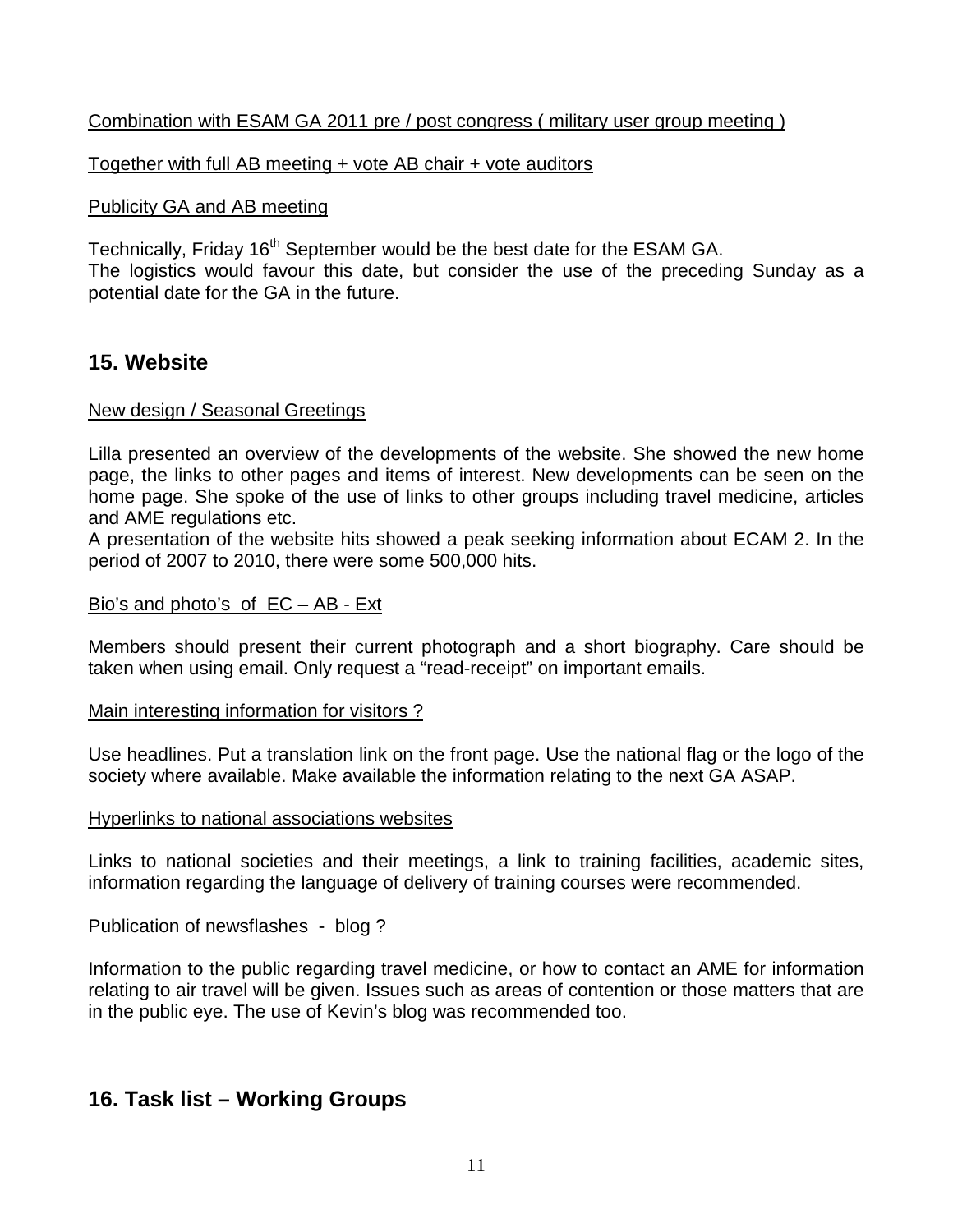Combination with ESAM GA 2011 pre / post congress ( military user group meeting )

Together with full AB meeting + vote AB chair + vote auditors

Publicity GA and AB meeting

Technically, Friday 16th September would be the best date for the ESAM GA.
The logistics would favour this date, but consider the use of the preceding Sunday as a potential date for the GA in the future.

## 15. Website

New design / Seasonal Greetings

Lilla presented an overview of the developments of the website. She showed the new home page, the links to other pages and items of interest. New developments can be seen on the home page. She spoke of the use of links to other groups including travel medicine, articles and AME regulations etc.
A presentation of the website hits showed a peak seeking information about ECAM 2. In the period of 2007 to 2010, there were some 500,000 hits.

Bio's and photo's of EC – AB - Ext

Members should present their current photograph and a short biography. Care should be taken when using email. Only request a "read-receipt" on important emails.

Main interesting information for visitors ?

Use headlines. Put a translation link on the front page. Use the national flag or the logo of the society where available. Make available the information relating to the next GA ASAP.

Hyperlinks to national associations websites

Links to national societies and their meetings, a link to training facilities, academic sites, information regarding the language of delivery of training courses were recommended.

Publication of newsflashes - blog ?

Information to the public regarding travel medicine, or how to contact an AME for information relating to air travel will be given. Issues such as areas of contention or those matters that are in the public eye. The use of Kevin's blog was recommended too.

## 16. Task list – Working Groups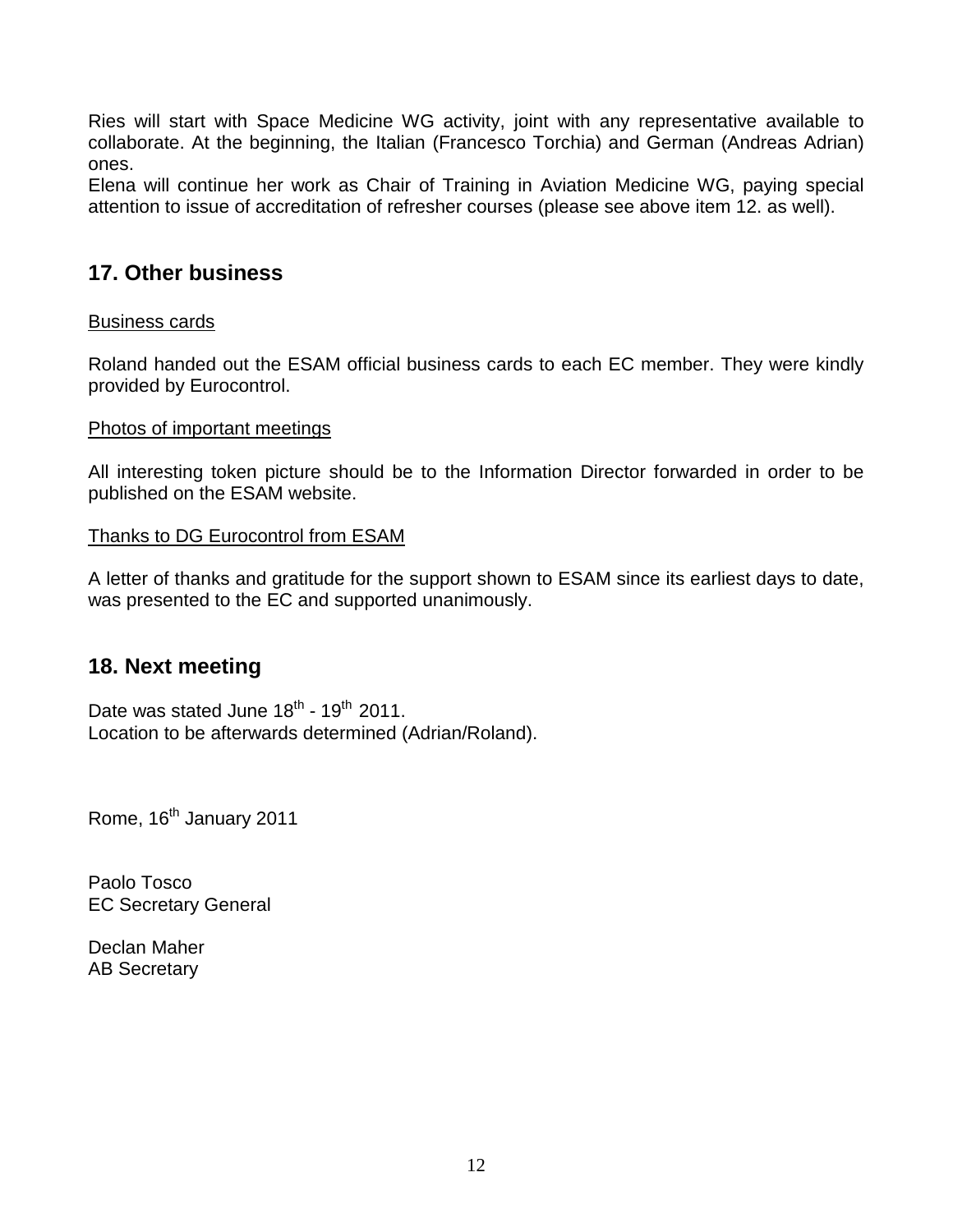Ries will start with Space Medicine WG activity, joint with any representative available to collaborate. At the beginning, the Italian (Francesco Torchia) and German (Andreas Adrian) ones.
Elena will continue her work as Chair of Training in Aviation Medicine WG, paying special attention to issue of accreditation of refresher courses (please see above item 12. as well).

## 17. Other business

Business cards

Roland handed out the ESAM official business cards to each EC member. They were kindly provided by Eurocontrol.

Photos of important meetings

All interesting token picture should be to the Information Director forwarded in order to be published on the ESAM website.

Thanks to DG Eurocontrol from ESAM

A letter of thanks and gratitude for the support shown to ESAM since its earliest days to date, was presented to the EC and supported unanimously.

## 18. Next meeting

Date was stated June 18th - 19th 2011.
Location to be afterwards determined (Adrian/Roland).

Rome, 16th January 2011

Paolo Tosco
EC Secretary General

Declan Maher
AB Secretary